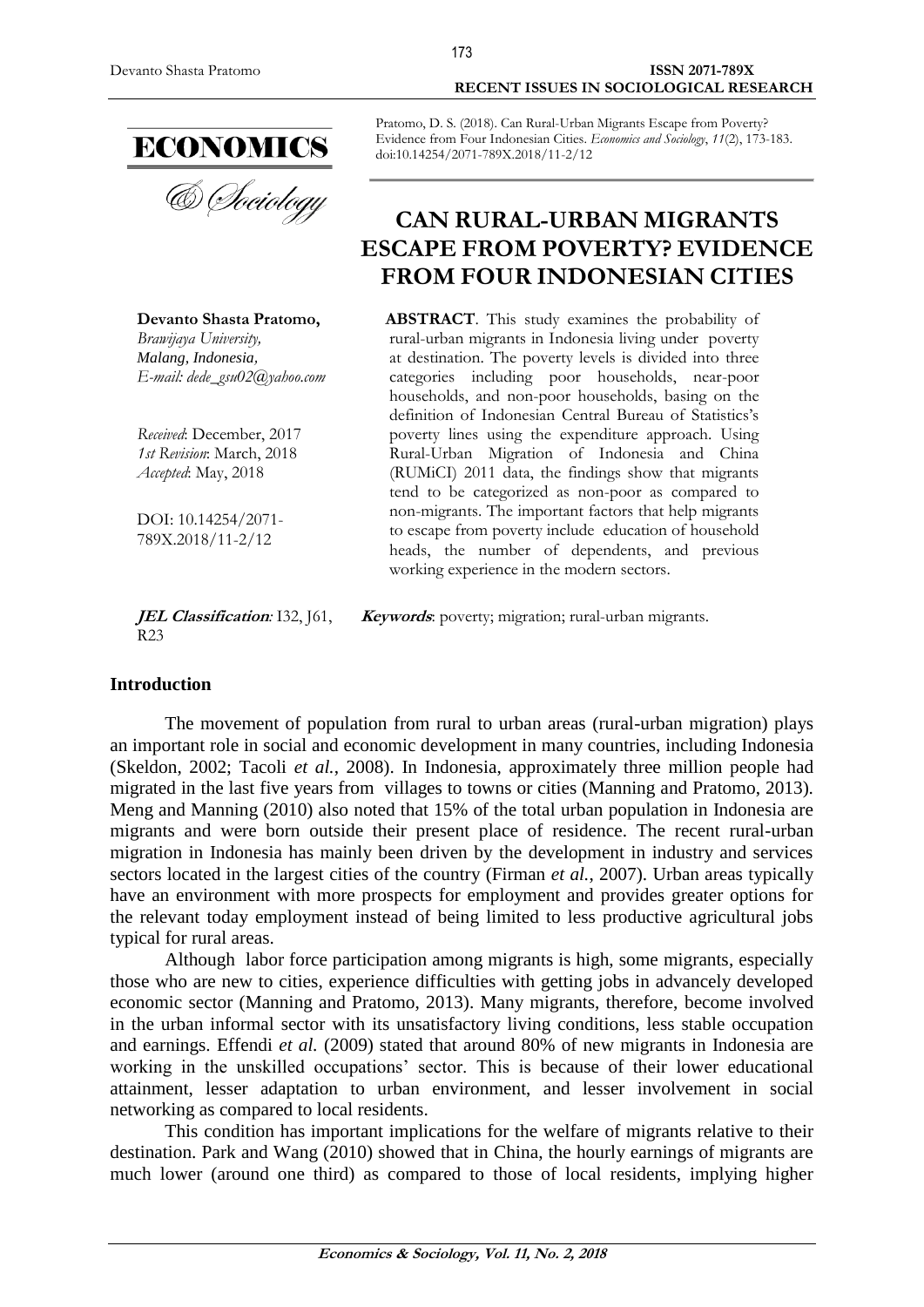ECONOMICS

& Sociology

Pratomo, D. S. (2018). Can Rural-Urban Migrants Escape from Poverty? Evidence from Four Indonesian Cities. *Economics and Sociology*, *11*(2), 173-183. doi:10.14254/2071-789X.2018/11-2/12

# CAN RURAL-URBAN MIGRANTS ESCAPE FROM POVERTY? EVIDENCE FROM FOUR INDONESIAN CITIES

**Devanto Shasta Pratomo,**
*Brawijaya University,*
*Malang, Indonesia,*
*E-mail: dede_gsu02@yahoo.com*

*Received*: December, 2017
*1st Revision*: March, 2018
*Accepted*: May, 2018

DOI: 10.14254/2071-789X.2018/11-2/12

**ABSTRACT**. This study examines the probability of rural-urban migrants in Indonesia living under poverty at destination. The poverty levels is divided into three categories including poor households, near-poor households, and non-poor households, basing on the definition of Indonesian Central Bureau of Statistics's poverty lines using the expenditure approach. Using Rural-Urban Migration of Indonesia and China (RUMiCI) 2011 data, the findings show that migrants tend to be categorized as non-poor as compared to non-migrants. The important factors that help migrants to escape from poverty include education of household heads, the number of dependents, and previous working experience in the modern sectors.

***JEL Classification*:** I32, J61, R23

***Keywords***: poverty; migration; rural-urban migrants.

## Introduction

The movement of population from rural to urban areas (rural-urban migration) plays an important role in social and economic development in many countries, including Indonesia (Skeldon, 2002; Tacoli *et al.*, 2008). In Indonesia, approximately three million people had migrated in the last five years from villages to towns or cities (Manning and Pratomo, 2013). Meng and Manning (2010) also noted that 15% of the total urban population in Indonesia are migrants and were born outside their present place of residence. The recent rural-urban migration in Indonesia has mainly been driven by the development in industry and services sectors located in the largest cities of the country (Firman *et al.*, 2007). Urban areas typically have an environment with more prospects for employment and provides greater options for the relevant today employment instead of being limited to less productive agricultural jobs typical for rural areas.

Although labor force participation among migrants is high, some migrants, especially those who are new to cities, experience difficulties with getting jobs in advancely developed economic sector (Manning and Pratomo, 2013). Many migrants, therefore, become involved in the urban informal sector with its unsatisfactory living conditions, less stable occupation and earnings. Effendi *et al.* (2009) stated that around 80% of new migrants in Indonesia are working in the unskilled occupations' sector. This is because of their lower educational attainment, lesser adaptation to urban environment, and lesser involvement in social networking as compared to local residents.

This condition has important implications for the welfare of migrants relative to their destination. Park and Wang (2010) showed that in China, the hourly earnings of migrants are much lower (around one third) as compared to those of local residents, implying higher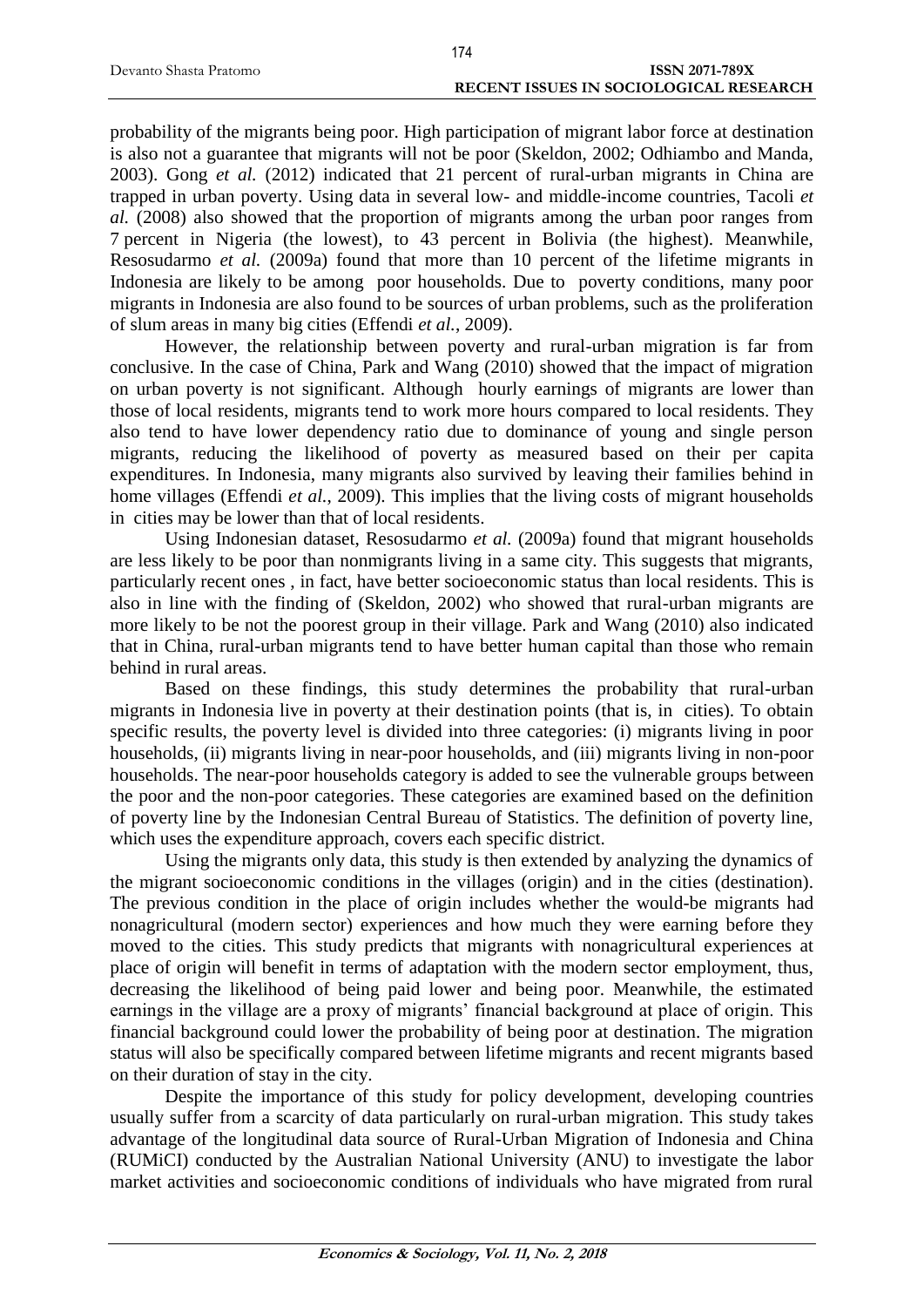probability of the migrants being poor. High participation of migrant labor force at destination is also not a guarantee that migrants will not be poor (Skeldon, 2002; Odhiambo and Manda, 2003). Gong *et al.* (2012) indicated that 21 percent of rural-urban migrants in China are trapped in urban poverty. Using data in several low- and middle-income countries, Tacoli *et al.* (2008) also showed that the proportion of migrants among the urban poor ranges from 7 percent in Nigeria (the lowest), to 43 percent in Bolivia (the highest). Meanwhile, Resosudarmo *et al.* (2009a) found that more than 10 percent of the lifetime migrants in Indonesia are likely to be among poor households. Due to poverty conditions, many poor migrants in Indonesia are also found to be sources of urban problems, such as the proliferation of slum areas in many big cities (Effendi *et al.*, 2009).

However, the relationship between poverty and rural-urban migration is far from conclusive. In the case of China, Park and Wang (2010) showed that the impact of migration on urban poverty is not significant. Although hourly earnings of migrants are lower than those of local residents, migrants tend to work more hours compared to local residents. They also tend to have lower dependency ratio due to dominance of young and single person migrants, reducing the likelihood of poverty as measured based on their per capita expenditures. In Indonesia, many migrants also survived by leaving their families behind in home villages (Effendi *et al.*, 2009). This implies that the living costs of migrant households in cities may be lower than that of local residents.

Using Indonesian dataset, Resosudarmo *et al.* (2009a) found that migrant households are less likely to be poor than nonmigrants living in a same city. This suggests that migrants, particularly recent ones , in fact, have better socioeconomic status than local residents. This is also in line with the finding of (Skeldon, 2002) who showed that rural-urban migrants are more likely to be not the poorest group in their village. Park and Wang (2010) also indicated that in China, rural-urban migrants tend to have better human capital than those who remain behind in rural areas.

Based on these findings, this study determines the probability that rural-urban migrants in Indonesia live in poverty at their destination points (that is, in cities). To obtain specific results, the poverty level is divided into three categories: (i) migrants living in poor households, (ii) migrants living in near-poor households, and (iii) migrants living in non-poor households. The near-poor households category is added to see the vulnerable groups between the poor and the non-poor categories. These categories are examined based on the definition of poverty line by the Indonesian Central Bureau of Statistics. The definition of poverty line, which uses the expenditure approach, covers each specific district.

Using the migrants only data, this study is then extended by analyzing the dynamics of the migrant socioeconomic conditions in the villages (origin) and in the cities (destination). The previous condition in the place of origin includes whether the would-be migrants had nonagricultural (modern sector) experiences and how much they were earning before they moved to the cities. This study predicts that migrants with nonagricultural experiences at place of origin will benefit in terms of adaptation with the modern sector employment, thus, decreasing the likelihood of being paid lower and being poor. Meanwhile, the estimated earnings in the village are a proxy of migrants' financial background at place of origin. This financial background could lower the probability of being poor at destination. The migration status will also be specifically compared between lifetime migrants and recent migrants based on their duration of stay in the city.

Despite the importance of this study for policy development, developing countries usually suffer from a scarcity of data particularly on rural-urban migration. This study takes advantage of the longitudinal data source of Rural-Urban Migration of Indonesia and China (RUMiCI) conducted by the Australian National University (ANU) to investigate the labor market activities and socioeconomic conditions of individuals who have migrated from rural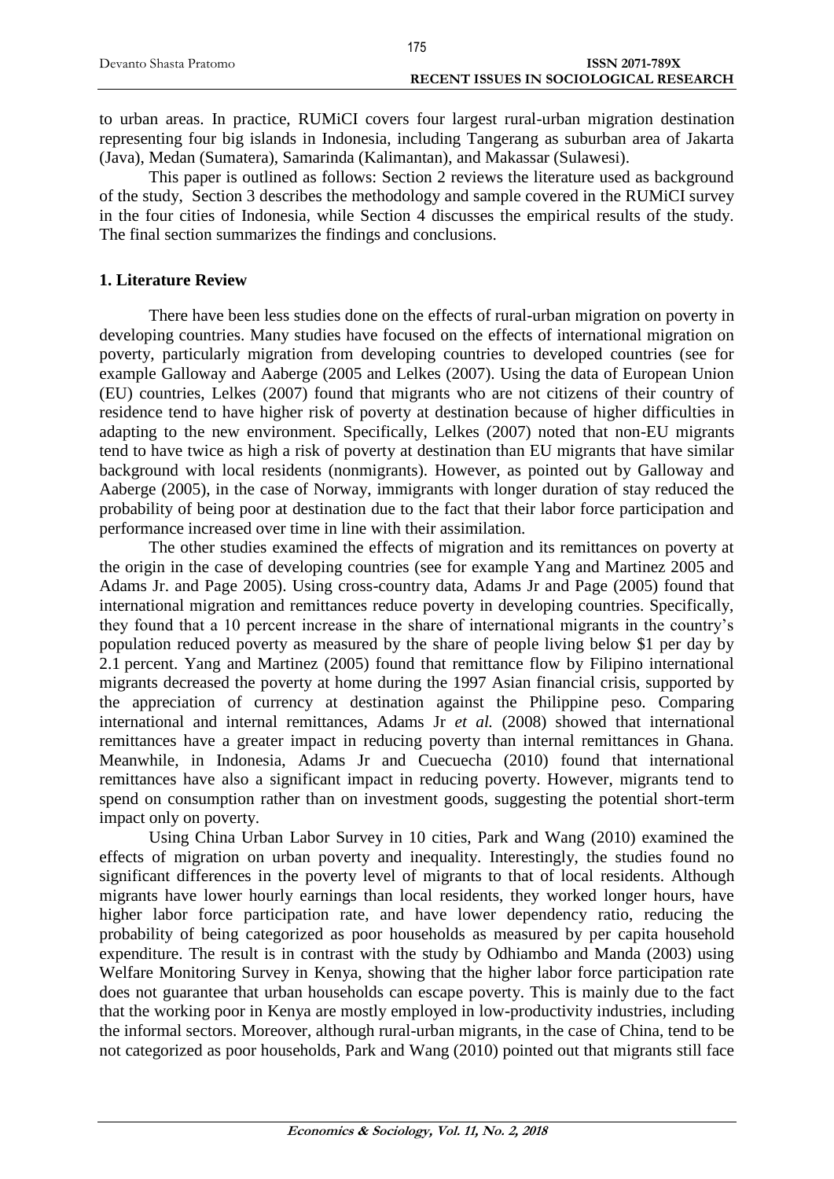to urban areas. In practice, RUMiCI covers four largest rural-urban migration destination representing four big islands in Indonesia, including Tangerang as suburban area of Jakarta (Java), Medan (Sumatera), Samarinda (Kalimantan), and Makassar (Sulawesi).

This paper is outlined as follows: Section 2 reviews the literature used as background of the study, Section 3 describes the methodology and sample covered in the RUMiCI survey in the four cities of Indonesia, while Section 4 discusses the empirical results of the study. The final section summarizes the findings and conclusions.

## 1. Literature Review

There have been less studies done on the effects of rural-urban migration on poverty in developing countries. Many studies have focused on the effects of international migration on poverty, particularly migration from developing countries to developed countries (see for example Galloway and Aaberge (2005 and Lelkes (2007). Using the data of European Union (EU) countries, Lelkes (2007) found that migrants who are not citizens of their country of residence tend to have higher risk of poverty at destination because of higher difficulties in adapting to the new environment. Specifically, Lelkes (2007) noted that non-EU migrants tend to have twice as high a risk of poverty at destination than EU migrants that have similar background with local residents (nonmigrants). However, as pointed out by Galloway and Aaberge (2005), in the case of Norway, immigrants with longer duration of stay reduced the probability of being poor at destination due to the fact that their labor force participation and performance increased over time in line with their assimilation.

The other studies examined the effects of migration and its remittances on poverty at the origin in the case of developing countries (see for example Yang and Martinez 2005 and Adams Jr. and Page 2005). Using cross-country data, Adams Jr and Page (2005) found that international migration and remittances reduce poverty in developing countries. Specifically, they found that a 10 percent increase in the share of international migrants in the country's population reduced poverty as measured by the share of people living below $1 per day by 2.1 percent. Yang and Martinez (2005) found that remittance flow by Filipino international migrants decreased the poverty at home during the 1997 Asian financial crisis, supported by the appreciation of currency at destination against the Philippine peso. Comparing international and internal remittances, Adams Jr *et al.* (2008) showed that international remittances have a greater impact in reducing poverty than internal remittances in Ghana. Meanwhile, in Indonesia, Adams Jr and Cuecuecha (2010) found that international remittances have also a significant impact in reducing poverty. However, migrants tend to spend on consumption rather than on investment goods, suggesting the potential short-term impact only on poverty.

Using China Urban Labor Survey in 10 cities, Park and Wang (2010) examined the effects of migration on urban poverty and inequality. Interestingly, the studies found no significant differences in the poverty level of migrants to that of local residents. Although migrants have lower hourly earnings than local residents, they worked longer hours, have higher labor force participation rate, and have lower dependency ratio, reducing the probability of being categorized as poor households as measured by per capita household expenditure. The result is in contrast with the study by Odhiambo and Manda (2003) using Welfare Monitoring Survey in Kenya, showing that the higher labor force participation rate does not guarantee that urban households can escape poverty. This is mainly due to the fact that the working poor in Kenya are mostly employed in low-productivity industries, including the informal sectors. Moreover, although rural-urban migrants, in the case of China, tend to be not categorized as poor households, Park and Wang (2010) pointed out that migrants still face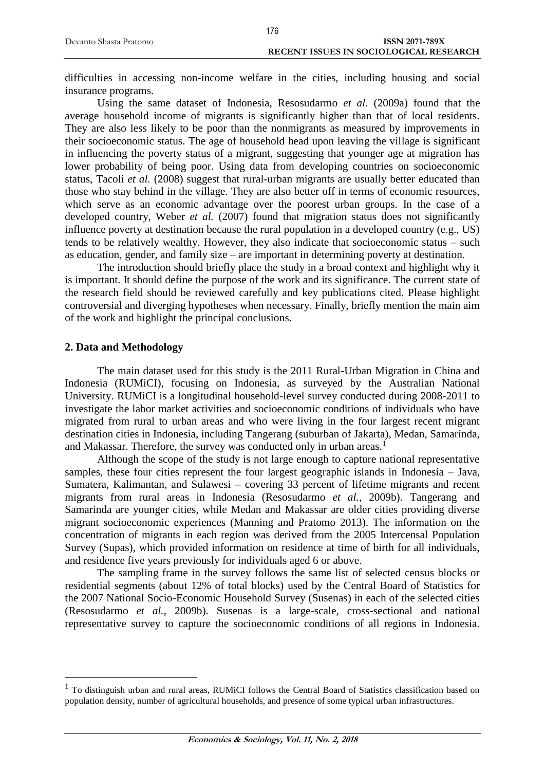difficulties in accessing non-income welfare in the cities, including housing and social insurance programs.

Using the same dataset of Indonesia, Resosudarmo *et al.* (2009a) found that the average household income of migrants is significantly higher than that of local residents. They are also less likely to be poor than the nonmigrants as measured by improvements in their socioeconomic status. The age of household head upon leaving the village is significant in influencing the poverty status of a migrant, suggesting that younger age at migration has lower probability of being poor. Using data from developing countries on socioeconomic status, Tacoli *et al.* (2008) suggest that rural-urban migrants are usually better educated than those who stay behind in the village. They are also better off in terms of economic resources, which serve as an economic advantage over the poorest urban groups. In the case of a developed country, Weber *et al.* (2007) found that migration status does not significantly influence poverty at destination because the rural population in a developed country (e.g., US) tends to be relatively wealthy. However, they also indicate that socioeconomic status – such as education, gender, and family size – are important in determining poverty at destination.

The introduction should briefly place the study in a broad context and highlight why it is important. It should define the purpose of the work and its significance. The current state of the research field should be reviewed carefully and key publications cited. Please highlight controversial and diverging hypotheses when necessary. Finally, briefly mention the main aim of the work and highlight the principal conclusions.

## 2. Data and Methodology

The main dataset used for this study is the 2011 Rural-Urban Migration in China and Indonesia (RUMiCI), focusing on Indonesia, as surveyed by the Australian National University. RUMiCI is a longitudinal household-level survey conducted during 2008-2011 to investigate the labor market activities and socioeconomic conditions of individuals who have migrated from rural to urban areas and who were living in the four largest recent migrant destination cities in Indonesia, including Tangerang (suburban of Jakarta), Medan, Samarinda, and Makassar. Therefore, the survey was conducted only in urban areas.[1]

Although the scope of the study is not large enough to capture national representative samples, these four cities represent the four largest geographic islands in Indonesia – Java, Sumatera, Kalimantan, and Sulawesi – covering 33 percent of lifetime migrants and recent migrants from rural areas in Indonesia (Resosudarmo *et al.*, 2009b). Tangerang and Samarinda are younger cities, while Medan and Makassar are older cities providing diverse migrant socioeconomic experiences (Manning and Pratomo 2013). The information on the concentration of migrants in each region was derived from the 2005 Intercensal Population Survey (Supas), which provided information on residence at time of birth for all individuals, and residence five years previously for individuals aged 6 or above.

The sampling frame in the survey follows the same list of selected census blocks or residential segments (about 12% of total blocks) used by the Central Board of Statistics for the 2007 National Socio-Economic Household Survey (Susenas) in each of the selected cities (Resosudarmo *et al.*, 2009b). Susenas is a large-scale, cross-sectional and national representative survey to capture the socioeconomic conditions of all regions in Indonesia.

[1] To distinguish urban and rural areas, RUMiCI follows the Central Board of Statistics classification based on population density, number of agricultural households, and presence of some typical urban infrastructures.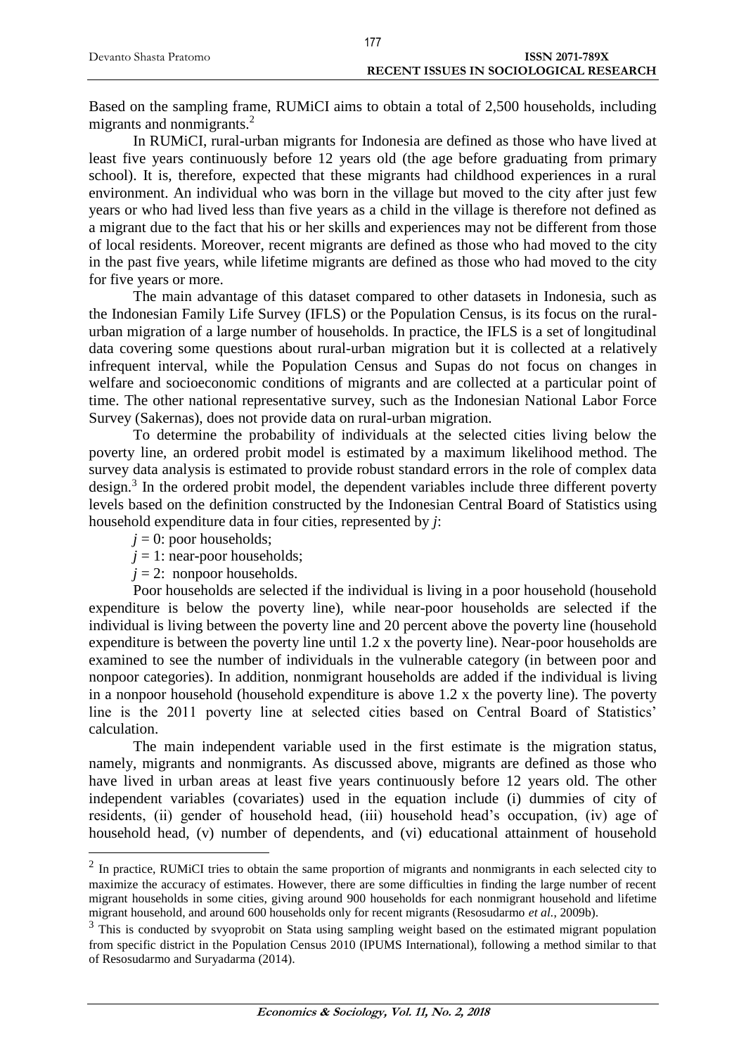Based on the sampling frame, RUMiCI aims to obtain a total of 2,500 households, including migrants and nonmigrants.[2]

In RUMiCI, rural-urban migrants for Indonesia are defined as those who have lived at least five years continuously before 12 years old (the age before graduating from primary school). It is, therefore, expected that these migrants had childhood experiences in a rural environment. An individual who was born in the village but moved to the city after just few years or who had lived less than five years as a child in the village is therefore not defined as a migrant due to the fact that his or her skills and experiences may not be different from those of local residents. Moreover, recent migrants are defined as those who had moved to the city in the past five years, while lifetime migrants are defined as those who had moved to the city for five years or more.

The main advantage of this dataset compared to other datasets in Indonesia, such as the Indonesian Family Life Survey (IFLS) or the Population Census, is its focus on the rural-urban migration of a large number of households. In practice, the IFLS is a set of longitudinal data covering some questions about rural-urban migration but it is collected at a relatively infrequent interval, while the Population Census and Supas do not focus on changes in welfare and socioeconomic conditions of migrants and are collected at a particular point of time. The other national representative survey, such as the Indonesian National Labor Force Survey (Sakernas), does not provide data on rural-urban migration.

To determine the probability of individuals at the selected cities living below the poverty line, an ordered probit model is estimated by a maximum likelihood method. The survey data analysis is estimated to provide robust standard errors in the role of complex data design.[3] In the ordered probit model, the dependent variables include three different poverty levels based on the definition constructed by the Indonesian Central Board of Statistics using household expenditure data in four cities, represented by $j$:

$j = 0$: poor households;

$j = 1$: near-poor households;

$j = 2$: nonpoor households.

Poor households are selected if the individual is living in a poor household (household expenditure is below the poverty line), while near-poor households are selected if the individual is living between the poverty line and 20 percent above the poverty line (household expenditure is between the poverty line until 1.2 x the poverty line). Near-poor households are examined to see the number of individuals in the vulnerable category (in between poor and nonpoor categories). In addition, nonmigrant households are added if the individual is living in a nonpoor household (household expenditure is above 1.2 x the poverty line). The poverty line is the 2011 poverty line at selected cities based on Central Board of Statistics' calculation.

The main independent variable used in the first estimate is the migration status, namely, migrants and nonmigrants. As discussed above, migrants are defined as those who have lived in urban areas at least five years continuously before 12 years old. The other independent variables (covariates) used in the equation include (i) dummies of city of residents, (ii) gender of household head, (iii) household head's occupation, (iv) age of household head, (v) number of dependents, and (vi) educational attainment of household

---

[2] In practice, RUMiCI tries to obtain the same proportion of migrants and nonmigrants in each selected city to maximize the accuracy of estimates. However, there are some difficulties in finding the large number of recent migrant households in some cities, giving around 900 households for each nonmigrant household and lifetime migrant household, and around 600 households only for recent migrants (Resosudarmo *et al.*, 2009b).

[3] This is conducted by svyoprobit on Stata using sampling weight based on the estimated migrant population from specific district in the Population Census 2010 (IPUMS International), following a method similar to that of Resosudarmo and Suryadarma (2014).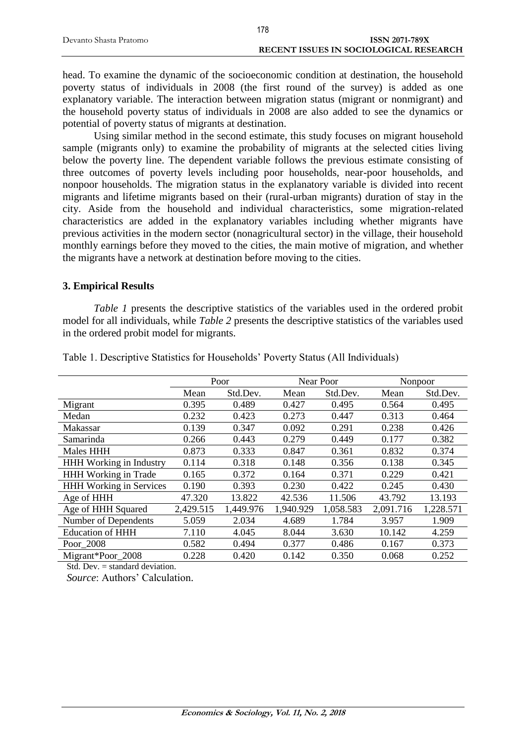head. To examine the dynamic of the socioeconomic condition at destination, the household poverty status of individuals in 2008 (the first round of the survey) is added as one explanatory variable. The interaction between migration status (migrant or nonmigrant) and the household poverty status of individuals in 2008 are also added to see the dynamics or potential of poverty status of migrants at destination.

Using similar method in the second estimate, this study focuses on migrant household sample (migrants only) to examine the probability of migrants at the selected cities living below the poverty line. The dependent variable follows the previous estimate consisting of three outcomes of poverty levels including poor households, near-poor households, and nonpoor households. The migration status in the explanatory variable is divided into recent migrants and lifetime migrants based on their (rural-urban migrants) duration of stay in the city. Aside from the household and individual characteristics, some migration-related characteristics are added in the explanatory variables including whether migrants have previous activities in the modern sector (nonagricultural sector) in the village, their household monthly earnings before they moved to the cities, the main motive of migration, and whether the migrants have a network at destination before moving to the cities.

## 3. Empirical Results

*Table 1* presents the descriptive statistics of the variables used in the ordered probit model for all individuals, while *Table 2* presents the descriptive statistics of the variables used in the ordered probit model for migrants.

Table 1. Descriptive Statistics for Households' Poverty Status (All Individuals)

| | Poor | | Near Poor | | Nonpoor | |
|---|---|---|---|---|---|---|
| | Mean | Std.Dev. | Mean | Std.Dev. | Mean | Std.Dev. |
| Migrant | 0.395 | 0.489 | 0.427 | 0.495 | 0.564 | 0.495 |
| Medan | 0.232 | 0.423 | 0.273 | 0.447 | 0.313 | 0.464 |
| Makassar | 0.139 | 0.347 | 0.092 | 0.291 | 0.238 | 0.426 |
| Samarinda | 0.266 | 0.443 | 0.279 | 0.449 | 0.177 | 0.382 |
| Males HHH | 0.873 | 0.333 | 0.847 | 0.361 | 0.832 | 0.374 |
| HHH Working in Industry | 0.114 | 0.318 | 0.148 | 0.356 | 0.138 | 0.345 |
| HHH Working in Trade | 0.165 | 0.372 | 0.164 | 0.371 | 0.229 | 0.421 |
| HHH Working in Services | 0.190 | 0.393 | 0.230 | 0.422 | 0.245 | 0.430 |
| Age of HHH | 47.320 | 13.822 | 42.536 | 11.506 | 43.792 | 13.193 |
| Age of HHH Squared | 2,429.515 | 1,449.976 | 1,940.929 | 1,058.583 | 2,091.716 | 1,228.571 |
| Number of Dependents | 5.059 | 2.034 | 4.689 | 1.784 | 3.957 | 1.909 |
| Education of HHH | 7.110 | 4.045 | 8.044 | 3.630 | 10.142 | 4.259 |
| Poor_2008 | 0.582 | 0.494 | 0.377 | 0.486 | 0.167 | 0.373 |
| Migrant*Poor_2008 | 0.228 | 0.420 | 0.142 | 0.350 | 0.068 | 0.252 |

Std. Dev. = standard deviation.

*Source*: Authors' Calculation.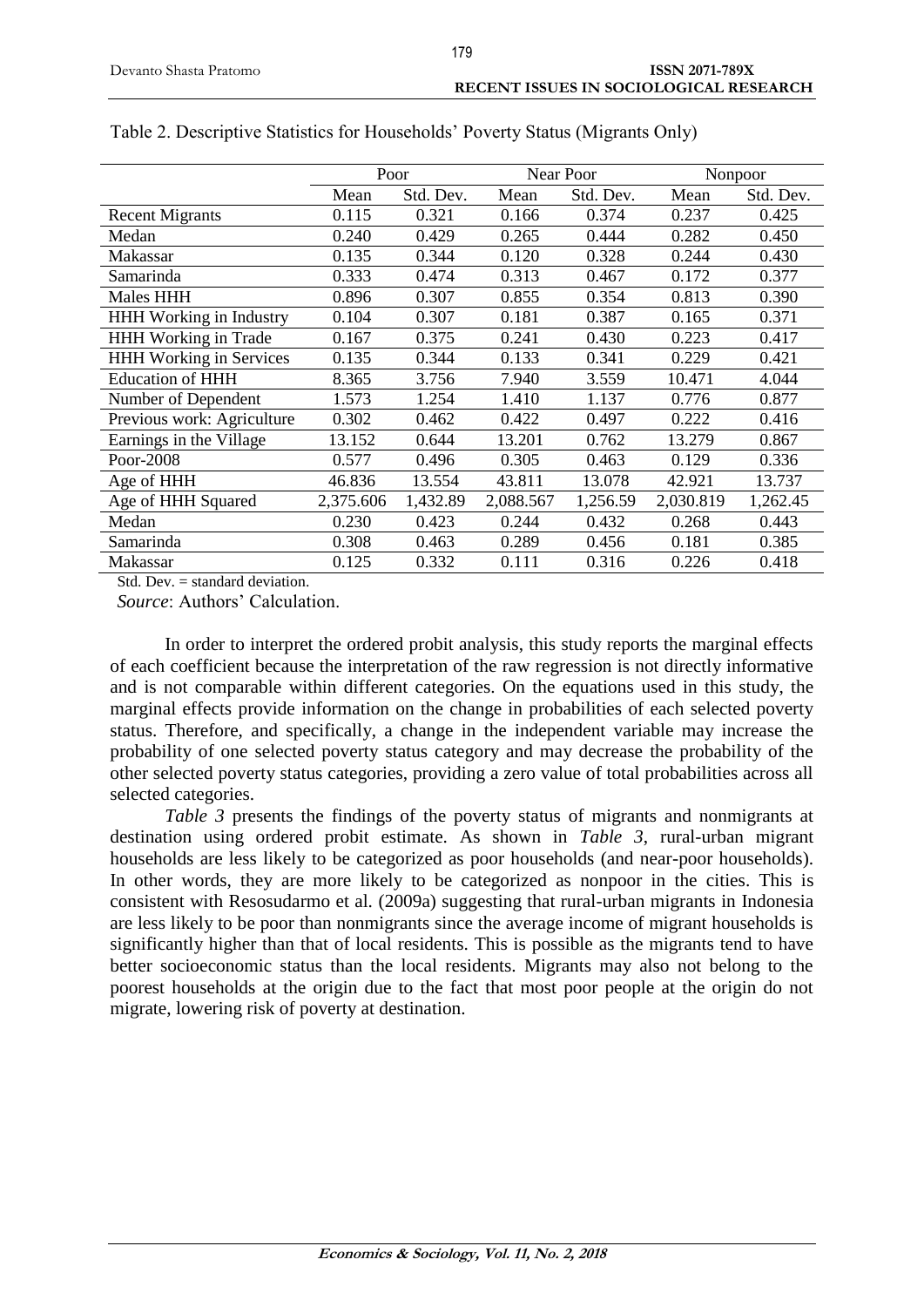Table 2. Descriptive Statistics for Households' Poverty Status (Migrants Only)

| | Poor | | Near Poor | | Nonpoor | |
|---|---|---|---|---|---|---|
| | Mean | Std. Dev. | Mean | Std. Dev. | Mean | Std. Dev. |
| Recent Migrants | 0.115 | 0.321 | 0.166 | 0.374 | 0.237 | 0.425 |
| Medan | 0.240 | 0.429 | 0.265 | 0.444 | 0.282 | 0.450 |
| Makassar | 0.135 | 0.344 | 0.120 | 0.328 | 0.244 | 0.430 |
| Samarinda | 0.333 | 0.474 | 0.313 | 0.467 | 0.172 | 0.377 |
| Males HHH | 0.896 | 0.307 | 0.855 | 0.354 | 0.813 | 0.390 |
| HHH Working in Industry | 0.104 | 0.307 | 0.181 | 0.387 | 0.165 | 0.371 |
| HHH Working in Trade | 0.167 | 0.375 | 0.241 | 0.430 | 0.223 | 0.417 |
| HHH Working in Services | 0.135 | 0.344 | 0.133 | 0.341 | 0.229 | 0.421 |
| Education of HHH | 8.365 | 3.756 | 7.940 | 3.559 | 10.471 | 4.044 |
| Number of Dependent | 1.573 | 1.254 | 1.410 | 1.137 | 0.776 | 0.877 |
| Previous work: Agriculture | 0.302 | 0.462 | 0.422 | 0.497 | 0.222 | 0.416 |
| Earnings in the Village | 13.152 | 0.644 | 13.201 | 0.762 | 13.279 | 0.867 |
| Poor-2008 | 0.577 | 0.496 | 0.305 | 0.463 | 0.129 | 0.336 |
| Age of HHH | 46.836 | 13.554 | 43.811 | 13.078 | 42.921 | 13.737 |
| Age of HHH Squared | 2,375.606 | 1,432.89 | 2,088.567 | 1,256.59 | 2,030.819 | 1,262.45 |
| Medan | 0.230 | 0.423 | 0.244 | 0.432 | 0.268 | 0.443 |
| Samarinda | 0.308 | 0.463 | 0.289 | 0.456 | 0.181 | 0.385 |
| Makassar | 0.125 | 0.332 | 0.111 | 0.316 | 0.226 | 0.418 |

Std. Dev. = standard deviation.

*Source*: Authors' Calculation.

In order to interpret the ordered probit analysis, this study reports the marginal effects of each coefficient because the interpretation of the raw regression is not directly informative and is not comparable within different categories. On the equations used in this study, the marginal effects provide information on the change in probabilities of each selected poverty status. Therefore, and specifically, a change in the independent variable may increase the probability of one selected poverty status category and may decrease the probability of the other selected poverty status categories, providing a zero value of total probabilities across all selected categories.

*Table 3* presents the findings of the poverty status of migrants and nonmigrants at destination using ordered probit estimate. As shown in *Table 3*, rural-urban migrant households are less likely to be categorized as poor households (and near-poor households). In other words, they are more likely to be categorized as nonpoor in the cities. This is consistent with Resosudarmo et al. (2009a) suggesting that rural-urban migrants in Indonesia are less likely to be poor than nonmigrants since the average income of migrant households is significantly higher than that of local residents. This is possible as the migrants tend to have better socioeconomic status than the local residents. Migrants may also not belong to the poorest households at the origin due to the fact that most poor people at the origin do not migrate, lowering risk of poverty at destination.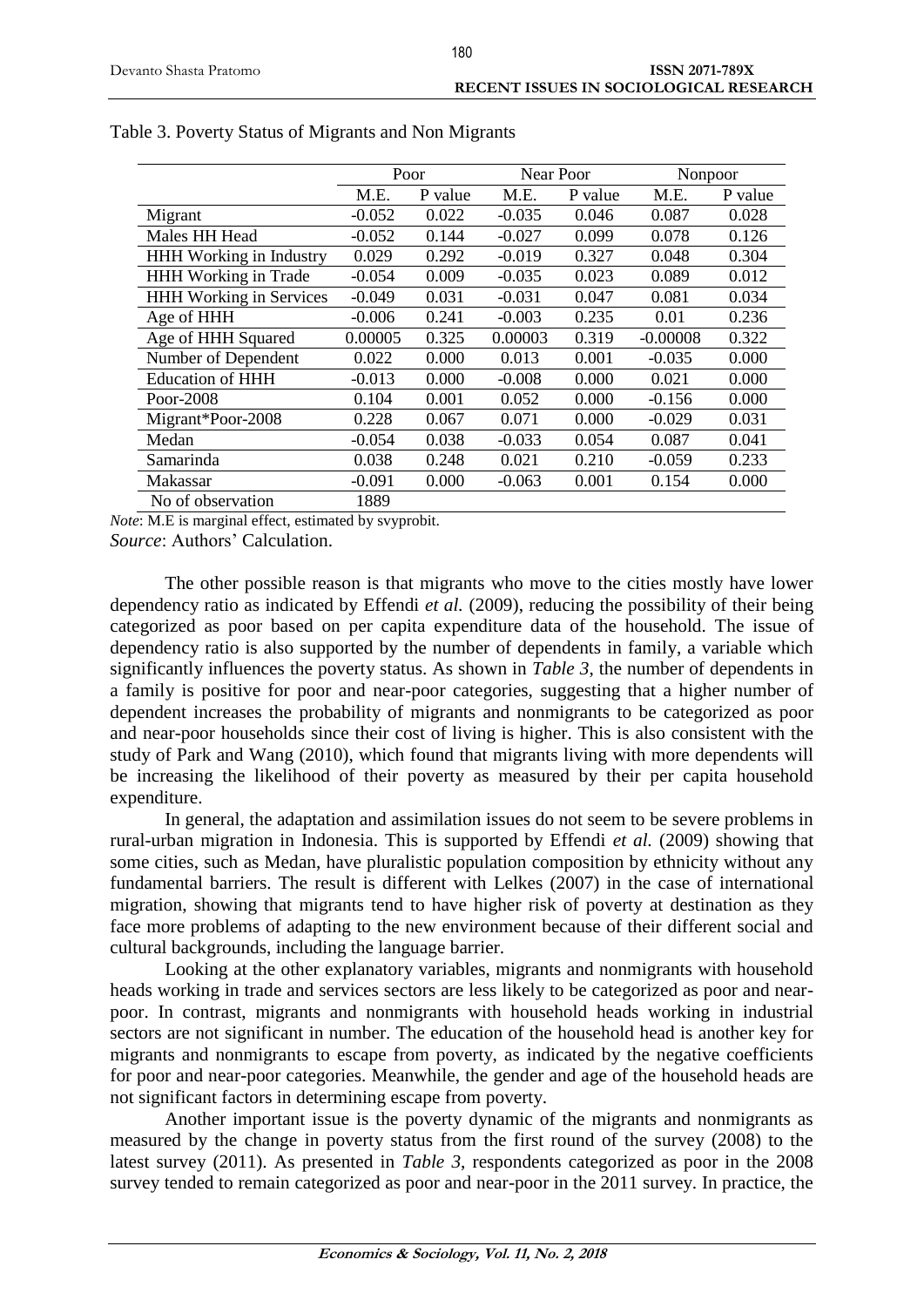Table 3. Poverty Status of Migrants and Non Migrants

| | Poor | | Near Poor | | Nonpoor | |
|---|---|---|---|---|---|---|
| | M.E. | P value | M.E. | P value | M.E. | P value |
| Migrant | -0.052 | 0.022 | -0.035 | 0.046 | 0.087 | 0.028 |
| Males HH Head | -0.052 | 0.144 | -0.027 | 0.099 | 0.078 | 0.126 |
| HHH Working in Industry | 0.029 | 0.292 | -0.019 | 0.327 | 0.048 | 0.304 |
| HHH Working in Trade | -0.054 | 0.009 | -0.035 | 0.023 | 0.089 | 0.012 |
| HHH Working in Services | -0.049 | 0.031 | -0.031 | 0.047 | 0.081 | 0.034 |
| Age of HHH | -0.006 | 0.241 | -0.003 | 0.235 | 0.01 | 0.236 |
| Age of HHH Squared | 0.00005 | 0.325 | 0.00003 | 0.319 | -0.00008 | 0.322 |
| Number of Dependent | 0.022 | 0.000 | 0.013 | 0.001 | -0.035 | 0.000 |
| Education of HHH | -0.013 | 0.000 | -0.008 | 0.000 | 0.021 | 0.000 |
| Poor-2008 | 0.104 | 0.001 | 0.052 | 0.000 | -0.156 | 0.000 |
| Migrant*Poor-2008 | 0.228 | 0.067 | 0.071 | 0.000 | -0.029 | 0.031 |
| Medan | -0.054 | 0.038 | -0.033 | 0.054 | 0.087 | 0.041 |
| Samarinda | 0.038 | 0.248 | 0.021 | 0.210 | -0.059 | 0.233 |
| Makassar | -0.091 | 0.000 | -0.063 | 0.001 | 0.154 | 0.000 |
| No of observation | 1889 | | | | | |

*Note*: M.E is marginal effect, estimated by svyprobit.

*Source*: Authors' Calculation.

The other possible reason is that migrants who move to the cities mostly have lower dependency ratio as indicated by Effendi *et al.* (2009), reducing the possibility of their being categorized as poor based on per capita expenditure data of the household. The issue of dependency ratio is also supported by the number of dependents in family, a variable which significantly influences the poverty status. As shown in *Table 3*, the number of dependents in a family is positive for poor and near-poor categories, suggesting that a higher number of dependent increases the probability of migrants and nonmigrants to be categorized as poor and near-poor households since their cost of living is higher. This is also consistent with the study of Park and Wang (2010), which found that migrants living with more dependents will be increasing the likelihood of their poverty as measured by their per capita household expenditure.

In general, the adaptation and assimilation issues do not seem to be severe problems in rural-urban migration in Indonesia. This is supported by Effendi *et al.* (2009) showing that some cities, such as Medan, have pluralistic population composition by ethnicity without any fundamental barriers. The result is different with Lelkes (2007) in the case of international migration, showing that migrants tend to have higher risk of poverty at destination as they face more problems of adapting to the new environment because of their different social and cultural backgrounds, including the language barrier.

Looking at the other explanatory variables, migrants and nonmigrants with household heads working in trade and services sectors are less likely to be categorized as poor and near-poor. In contrast, migrants and nonmigrants with household heads working in industrial sectors are not significant in number. The education of the household head is another key for migrants and nonmigrants to escape from poverty, as indicated by the negative coefficients for poor and near-poor categories. Meanwhile, the gender and age of the household heads are not significant factors in determining escape from poverty.

Another important issue is the poverty dynamic of the migrants and nonmigrants as measured by the change in poverty status from the first round of the survey (2008) to the latest survey (2011). As presented in *Table 3*, respondents categorized as poor in the 2008 survey tended to remain categorized as poor and near-poor in the 2011 survey. In practice, the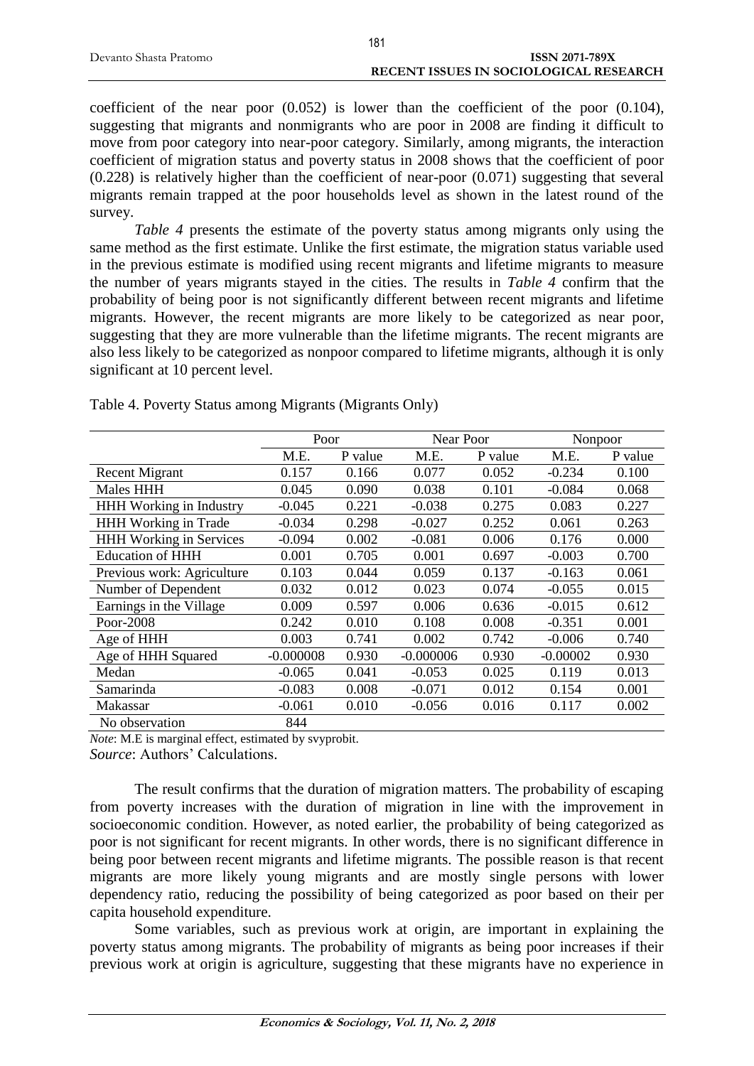coefficient of the near poor (0.052) is lower than the coefficient of the poor (0.104), suggesting that migrants and nonmigrants who are poor in 2008 are finding it difficult to move from poor category into near-poor category. Similarly, among migrants, the interaction coefficient of migration status and poverty status in 2008 shows that the coefficient of poor (0.228) is relatively higher than the coefficient of near-poor (0.071) suggesting that several migrants remain trapped at the poor households level as shown in the latest round of the survey.

*Table 4* presents the estimate of the poverty status among migrants only using the same method as the first estimate. Unlike the first estimate, the migration status variable used in the previous estimate is modified using recent migrants and lifetime migrants to measure the number of years migrants stayed in the cities. The results in *Table 4* confirm that the probability of being poor is not significantly different between recent migrants and lifetime migrants. However, the recent migrants are more likely to be categorized as near poor, suggesting that they are more vulnerable than the lifetime migrants. The recent migrants are also less likely to be categorized as nonpoor compared to lifetime migrants, although it is only significant at 10 percent level.

Table 4. Poverty Status among Migrants (Migrants Only)

| | Poor | | Near Poor | | Nonpoor | |
|---|---|---|---|---|---|---|
| | M.E. | P value | M.E. | P value | M.E. | P value |
| Recent Migrant | 0.157 | 0.166 | 0.077 | 0.052 | -0.234 | 0.100 |
| Males HHH | 0.045 | 0.090 | 0.038 | 0.101 | -0.084 | 0.068 |
| HHH Working in Industry | -0.045 | 0.221 | -0.038 | 0.275 | 0.083 | 0.227 |
| HHH Working in Trade | -0.034 | 0.298 | -0.027 | 0.252 | 0.061 | 0.263 |
| HHH Working in Services | -0.094 | 0.002 | -0.081 | 0.006 | 0.176 | 0.000 |
| Education of HHH | 0.001 | 0.705 | 0.001 | 0.697 | -0.003 | 0.700 |
| Previous work: Agriculture | 0.103 | 0.044 | 0.059 | 0.137 | -0.163 | 0.061 |
| Number of Dependent | 0.032 | 0.012 | 0.023 | 0.074 | -0.055 | 0.015 |
| Earnings in the Village | 0.009 | 0.597 | 0.006 | 0.636 | -0.015 | 0.612 |
| Poor-2008 | 0.242 | 0.010 | 0.108 | 0.008 | -0.351 | 0.001 |
| Age of HHH | 0.003 | 0.741 | 0.002 | 0.742 | -0.006 | 0.740 |
| Age of HHH Squared | -0.000008 | 0.930 | -0.000006 | 0.930 | -0.00002 | 0.930 |
| Medan | -0.065 | 0.041 | -0.053 | 0.025 | 0.119 | 0.013 |
| Samarinda | -0.083 | 0.008 | -0.071 | 0.012 | 0.154 | 0.001 |
| Makassar | -0.061 | 0.010 | -0.056 | 0.016 | 0.117 | 0.002 |
| No observation | 844 | | | | | |

*Note*: M.E is marginal effect, estimated by svyprobit.
*Source*: Authors' Calculations.

The result confirms that the duration of migration matters. The probability of escaping from poverty increases with the duration of migration in line with the improvement in socioeconomic condition. However, as noted earlier, the probability of being categorized as poor is not significant for recent migrants. In other words, there is no significant difference in being poor between recent migrants and lifetime migrants. The possible reason is that recent migrants are more likely young migrants and are mostly single persons with lower dependency ratio, reducing the possibility of being categorized as poor based on their per capita household expenditure.

Some variables, such as previous work at origin, are important in explaining the poverty status among migrants. The probability of migrants as being poor increases if their previous work at origin is agriculture, suggesting that these migrants have no experience in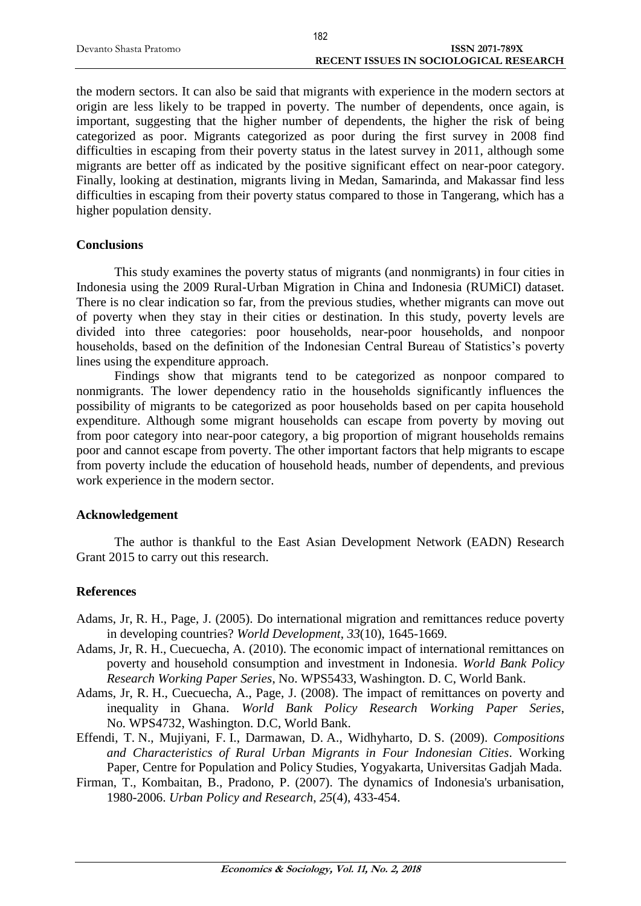the modern sectors. It can also be said that migrants with experience in the modern sectors at origin are less likely to be trapped in poverty. The number of dependents, once again, is important, suggesting that the higher number of dependents, the higher the risk of being categorized as poor. Migrants categorized as poor during the first survey in 2008 find difficulties in escaping from their poverty status in the latest survey in 2011, although some migrants are better off as indicated by the positive significant effect on near-poor category. Finally, looking at destination, migrants living in Medan, Samarinda, and Makassar find less difficulties in escaping from their poverty status compared to those in Tangerang, which has a higher population density.

## Conclusions

This study examines the poverty status of migrants (and nonmigrants) in four cities in Indonesia using the 2009 Rural-Urban Migration in China and Indonesia (RUMiCI) dataset. There is no clear indication so far, from the previous studies, whether migrants can move out of poverty when they stay in their cities or destination. In this study, poverty levels are divided into three categories: poor households, near-poor households, and nonpoor households, based on the definition of the Indonesian Central Bureau of Statistics's poverty lines using the expenditure approach.

Findings show that migrants tend to be categorized as nonpoor compared to nonmigrants. The lower dependency ratio in the households significantly influences the possibility of migrants to be categorized as poor households based on per capita household expenditure. Although some migrant households can escape from poverty by moving out from poor category into near-poor category, a big proportion of migrant households remains poor and cannot escape from poverty. The other important factors that help migrants to escape from poverty include the education of household heads, number of dependents, and previous work experience in the modern sector.

## Acknowledgement

The author is thankful to the East Asian Development Network (EADN) Research Grant 2015 to carry out this research.

## References

Adams, Jr, R. H., Page, J. (2005). Do international migration and remittances reduce poverty in developing countries? *World Development*, *33*(10), 1645-1669.

Adams, Jr, R. H., Cuecuecha, A. (2010). The economic impact of international remittances on poverty and household consumption and investment in Indonesia. *World Bank Policy Research Working Paper Series*, No. WPS5433, Washington. D. C, World Bank.

Adams, Jr, R. H., Cuecuecha, A., Page, J. (2008). The impact of remittances on poverty and inequality in Ghana. *World Bank Policy Research Working Paper Series*, No. WPS4732, Washington. D.C, World Bank.

Effendi, T. N., Mujiyani, F. I., Darmawan, D. A., Widhyharto, D. S. (2009). *Compositions and Characteristics of Rural Urban Migrants in Four Indonesian Cities*. Working Paper, Centre for Population and Policy Studies, Yogyakarta, Universitas Gadjah Mada.

Firman, T., Kombaitan, B., Pradono, P. (2007). The dynamics of Indonesia's urbanisation, 1980-2006. *Urban Policy and Research*, *25*(4), 433-454.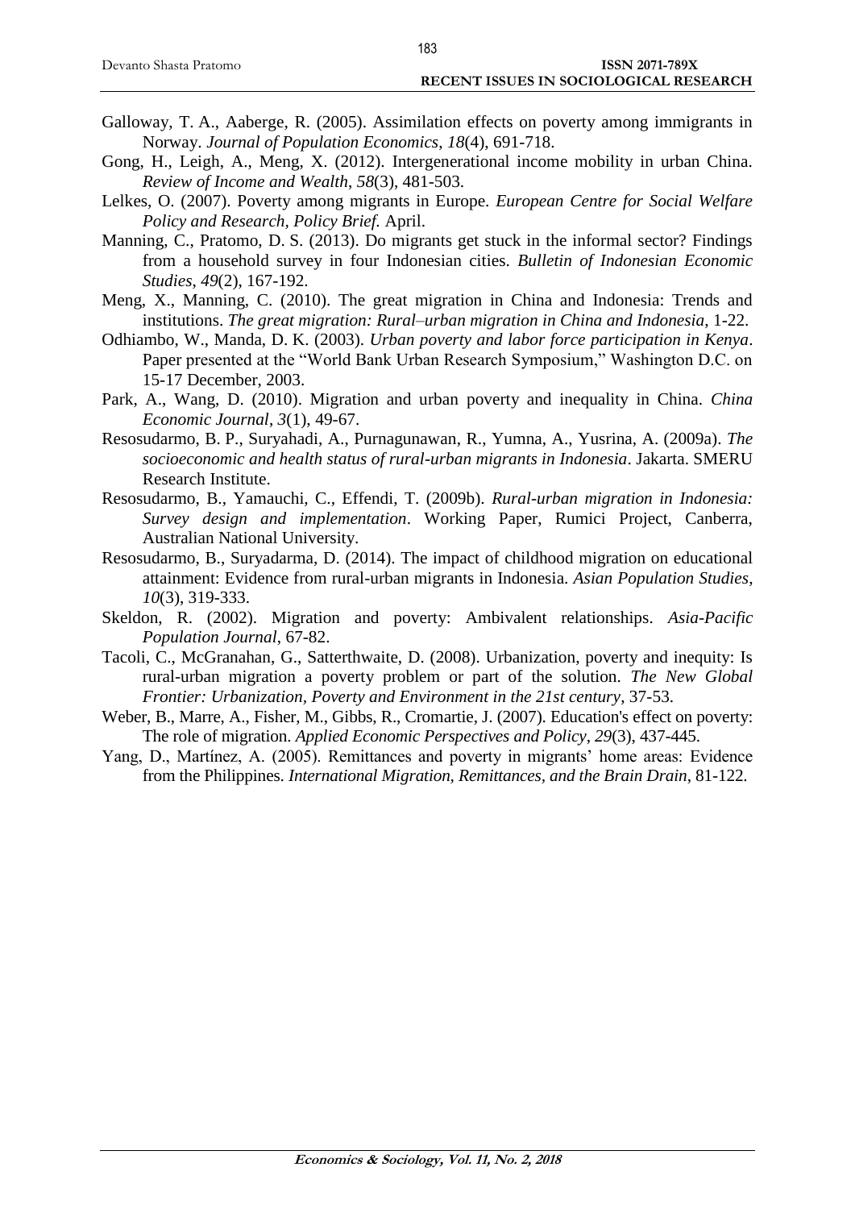Galloway, T. A., Aaberge, R. (2005). Assimilation effects on poverty among immigrants in Norway. *Journal of Population Economics*, *18*(4), 691-718.

Gong, H., Leigh, A., Meng, X. (2012). Intergenerational income mobility in urban China. *Review of Income and Wealth*, *58*(3), 481-503.

Lelkes, O. (2007). Poverty among migrants in Europe. *European Centre for Social Welfare Policy and Research, Policy Brief*. April.

Manning, C., Pratomo, D. S. (2013). Do migrants get stuck in the informal sector? Findings from a household survey in four Indonesian cities. *Bulletin of Indonesian Economic Studies*, *49*(2), 167-192.

Meng, X., Manning, C. (2010). The great migration in China and Indonesia: Trends and institutions. *The great migration: Rural–urban migration in China and Indonesia*, 1-22.

Odhiambo, W., Manda, D. K. (2003). *Urban poverty and labor force participation in Kenya*. Paper presented at the "World Bank Urban Research Symposium," Washington D.C. on 15-17 December, 2003.

Park, A., Wang, D. (2010). Migration and urban poverty and inequality in China. *China Economic Journal*, *3*(1), 49-67.

Resosudarmo, B. P., Suryahadi, A., Purnagunawan, R., Yumna, A., Yusrina, A. (2009a). *The socioeconomic and health status of rural-urban migrants in Indonesia*. Jakarta. SMERU Research Institute.

Resosudarmo, B., Yamauchi, C., Effendi, T. (2009b). *Rural-urban migration in Indonesia: Survey design and implementation*. Working Paper, Rumici Project, Canberra, Australian National University.

Resosudarmo, B., Suryadarma, D. (2014). The impact of childhood migration on educational attainment: Evidence from rural-urban migrants in Indonesia. *Asian Population Studies*, *10*(3), 319-333.

Skeldon, R. (2002). Migration and poverty: Ambivalent relationships. *Asia-Pacific Population Journal*, 67-82.

Tacoli, C., McGranahan, G., Satterthwaite, D. (2008). Urbanization, poverty and inequity: Is rural-urban migration a poverty problem or part of the solution. *The New Global Frontier: Urbanization, Poverty and Environment in the 21st century*, 37-53.

Weber, B., Marre, A., Fisher, M., Gibbs, R., Cromartie, J. (2007). Education's effect on poverty: The role of migration. *Applied Economic Perspectives and Policy*, *29*(3), 437-445.

Yang, D., Martínez, A. (2005). Remittances and poverty in migrants' home areas: Evidence from the Philippines. *International Migration, Remittances, and the Brain Drain*, 81-122.